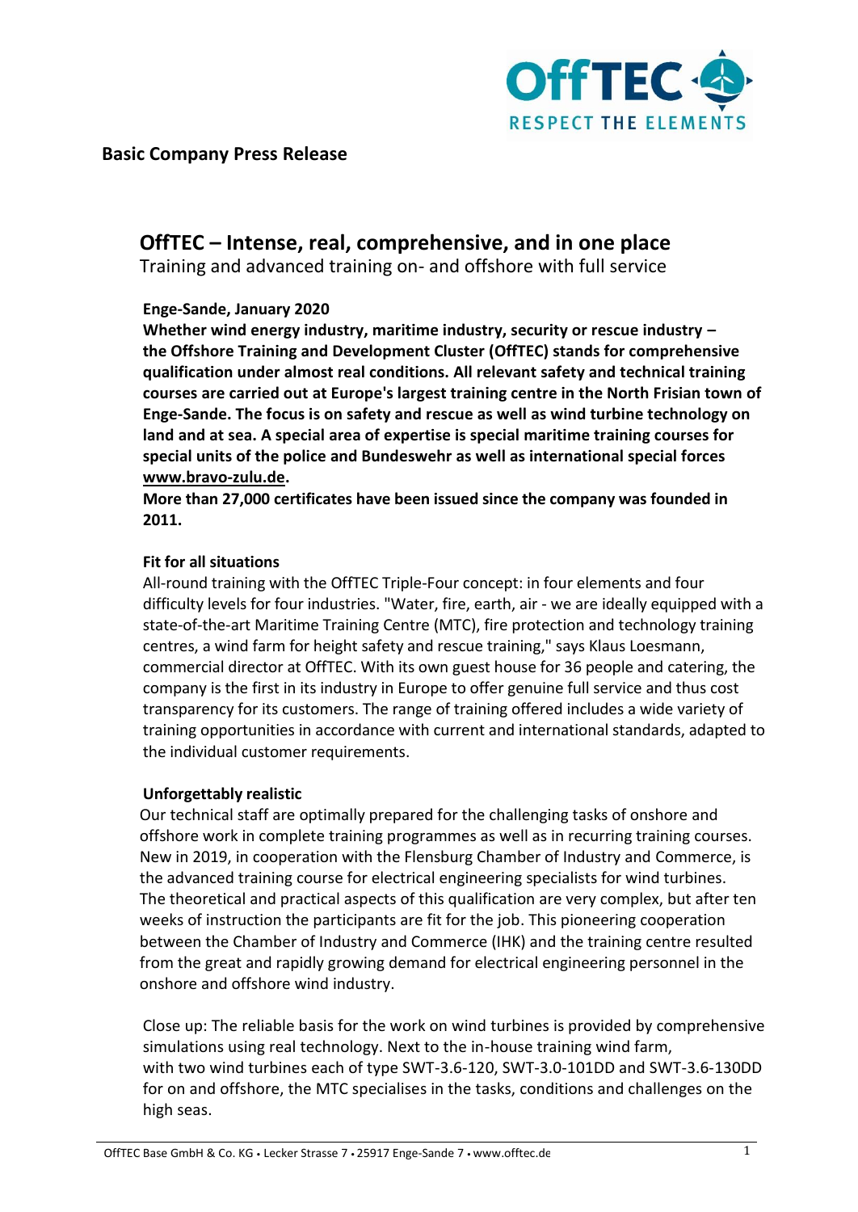**Basic Company Press Release**

# OffTEC – Intense, real, comprehensive, and in one place

Training and advanced training on- and offshore with full service

**Enge-Sande, January 2020**

**Whether wind energy industry, maritime industry, security or rescue industry – the Offshore Training and Development Cluster (OffTEC) stands for comprehensive qualification under almost real conditions. All relevant safety and technical training courses are carried out at Europe's largest training centre in the North Frisian town of Enge-Sande. The focus is on safety and rescue as well as wind turbine technology on land and at sea. A special area of expertise is special maritime training courses for special units of the police and Bundeswehr as well as international special forces www.bravo-zulu.de.**

**More than 27,000 certificates have been issued since the company was founded in 2011.**

**Fit for all situations**

All-round training with the OffTEC Triple-Four concept: in four elements and four difficulty levels for four industries. "Water, fire, earth, air - we are ideally equipped with a state-of-the-art Maritime Training Centre (MTC), fire protection and technology training centres, a wind farm for height safety and rescue training," says Klaus Loesmann, commercial director at OffTEC. With its own guest house for 36 people and catering, the company is the first in its industry in Europe to offer genuine full service and thus cost transparency for its customers. The range of training offered includes a wide variety of training opportunities in accordance with current and international standards, adapted to the individual customer requirements.

**Unforgettably realistic**

Our technical staff are optimally prepared for the challenging tasks of onshore and offshore work in complete training programmes as well as in recurring training courses. New in 2019, in cooperation with the Flensburg Chamber of Industry and Commerce, is the advanced training course for electrical engineering specialists for wind turbines. The theoretical and practical aspects of this qualification are very complex, but after ten weeks of instruction the participants are fit for the job. This pioneering cooperation between the Chamber of Industry and Commerce (IHK) and the training centre resulted from the great and rapidly growing demand for electrical engineering personnel in the onshore and offshore wind industry.

Close up: The reliable basis for the work on wind turbines is provided by comprehensive simulations using real technology. Next to the in-house training wind farm, with two wind turbines each of type SWT-3.6-120, SWT-3.0-101DD and SWT-3.6-130DD for on and offshore, the MTC specialises in the tasks, conditions and challenges on the high seas.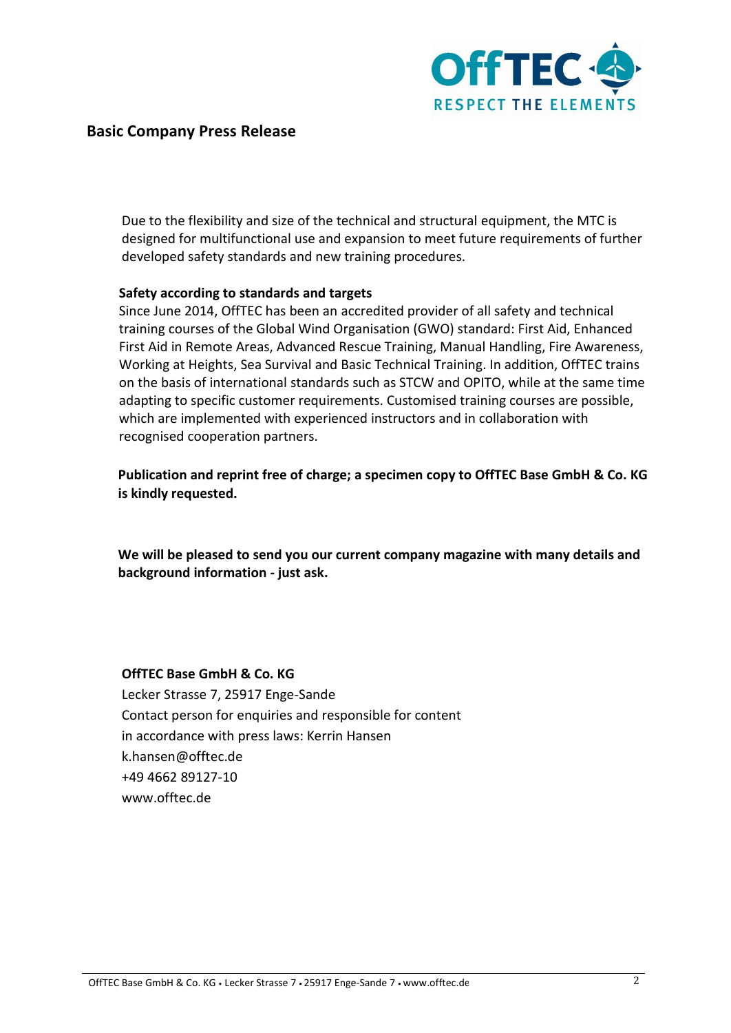## Basic Company Press Release

Due to the flexibility and size of the technical and structural equipment, the MTC is designed for multifunctional use and expansion to meet future requirements of further developed safety standards and new training procedures.

**Safety according to standards and targets**

Since June 2014, OffTEC has been an accredited provider of all safety and technical training courses of the Global Wind Organisation (GWO) standard: First Aid, Enhanced First Aid in Remote Areas, Advanced Rescue Training, Manual Handling, Fire Awareness, Working at Heights, Sea Survival and Basic Technical Training. In addition, OffTEC trains on the basis of international standards such as STCW and OPITO, while at the same time adapting to specific customer requirements. Customised training courses are possible, which are implemented with experienced instructors and in collaboration with recognised cooperation partners.

**Publication and reprint free of charge; a specimen copy to OffTEC Base GmbH & Co. KG is kindly requested.**

**We will be pleased to send you our current company magazine with many details and background information - just ask.**

**OffTEC Base GmbH & Co. KG**
Lecker Strasse 7, 25917 Enge-Sande
Contact person for enquiries and responsible for content
in accordance with press laws: Kerrin Hansen
k.hansen@offtec.de
+49 4662 89127-10
www.offtec.de